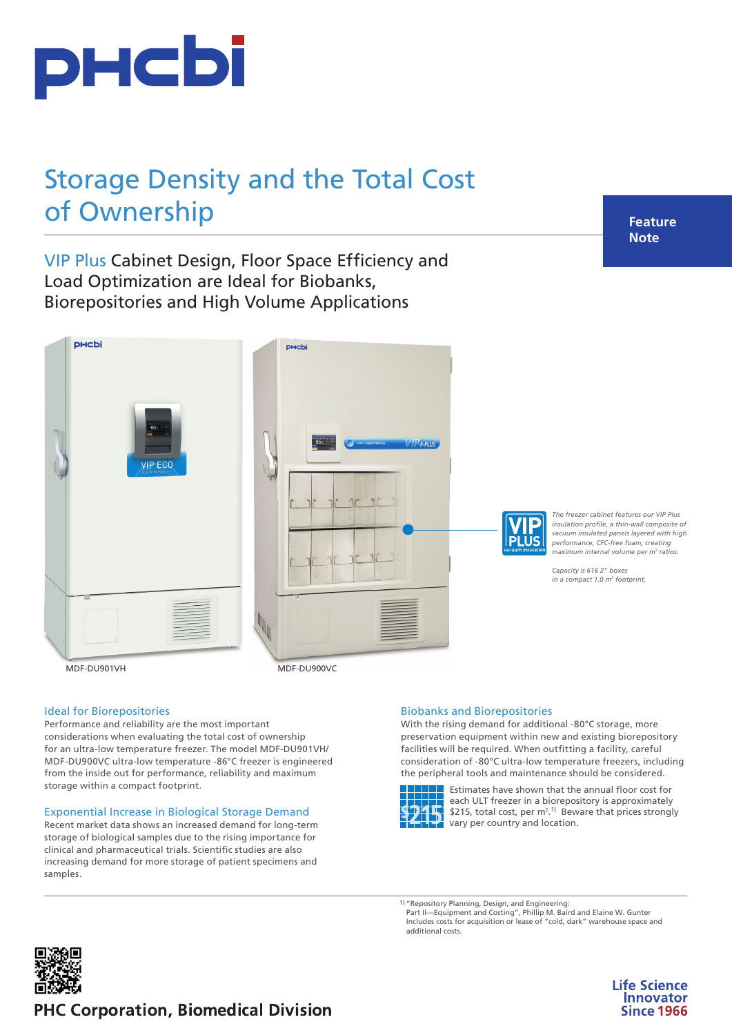# Storage Density and the Total Cost of Ownership

**Feature Note**

## VIP Plus Cabinet Design, Floor Space Efficiency and Load Optimization are Ideal for Biobanks, Biorepositories and High Volume Applications

MDF-DU901VH

MDF-DU900VC

*The freezer cabinet features our VIP Plus insulation profile, a thin-wall composite of vacuum insulated panels layered with high performance, CFC-free foam, creating maximum internal volume per m² ratios.*

*Capacity is 616 2" boxes in a compact 1.0 m² footprint.*

### Ideal for Biorepositories

Performance and reliability are the most important considerations when evaluating the total cost of ownership for an ultra-low temperature freezer. The model MDF-DU901VH/ MDF-DU900VC ultra-low temperature -86°C freezer is engineered from the inside out for performance, reliability and maximum storage within a compact footprint.

### Exponential Increase in Biological Storage Demand

Recent market data shows an increased demand for long-term storage of biological samples due to the rising importance for clinical and pharmaceutical trials. Scientific studies are also increasing demand for more storage of patient specimens and samples.

### Biobanks and Biorepositories

With the rising demand for additional -80°C storage, more preservation equipment within new and existing biorepository facilities will be required. When outfitting a facility, careful consideration of -80°C ultra-low temperature freezers, including the peripheral tools and maintenance should be considered.

$215

Estimates have shown that the annual floor cost for each ULT freezer in a biorepository is approximately $215, total cost, per m².[1] Beware that prices strongly vary per country and location.

[1] "Repository Planning, Design, and Engineering: Part II—Equipment and Costing", Phillip M. Baird and Elaine W. Gunter Includes costs for acquisition or lease of "cold, dark" warehouse space and additional costs.

PHC Corporation, Biomedical Division

Life Science Innovator Since 1966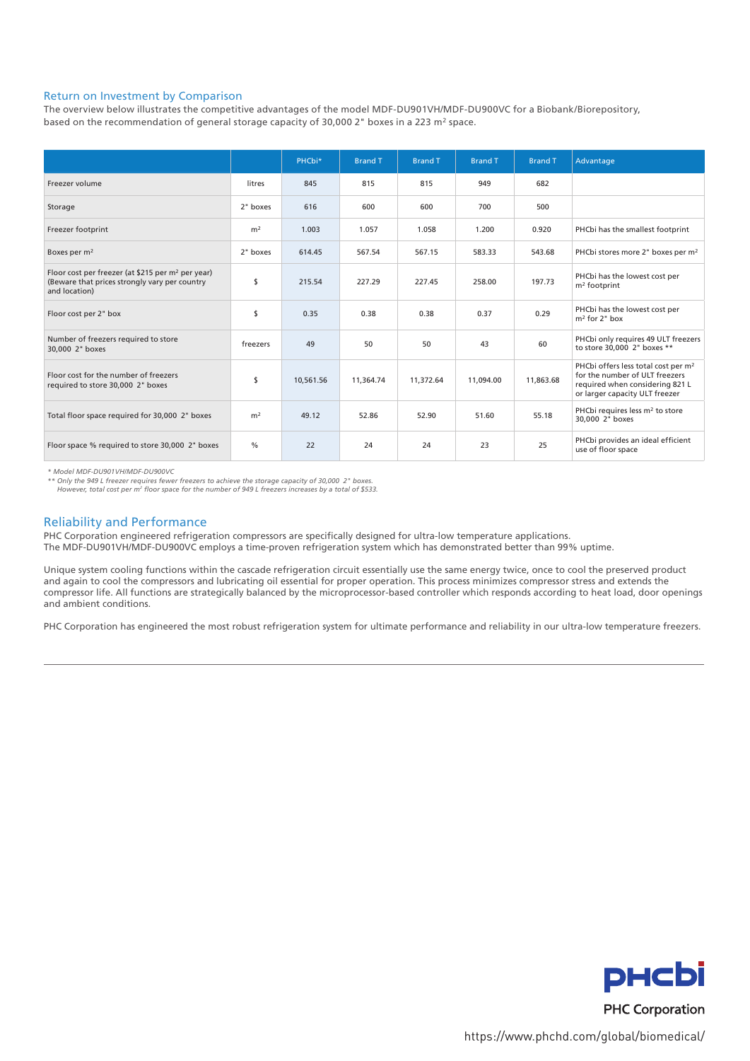## Return on Investment by Comparison

The overview below illustrates the competitive advantages of the model MDF-DU901VH/MDF-DU900VC for a Biobank/Biorepository, based on the recommendation of general storage capacity of 30,000 2" boxes in a 223 m² space.

| | | PHCbi* | Brand T | Brand T | Brand T | Brand T | Advantage |
|---|---|---|---|---|---|---|---|
| Freezer volume | litres | 845 | 815 | 815 | 949 | 682 | |
| Storage | 2" boxes | 616 | 600 | 600 | 700 | 500 | |
| Freezer footprint | m² | 1.003 | 1.057 | 1.058 | 1.200 | 0.920 | PHCbi has the smallest footprint |
| Boxes per m² | 2" boxes | 614.45 | 567.54 | 567.15 | 583.33 | 543.68 | PHCbi stores more 2" boxes per m² |
| Floor cost per freezer (at $215 per m² per year) (Beware that prices strongly vary per country and location) | $ | 215.54 | 227.29 | 227.45 | 258.00 | 197.73 | PHCbi has the lowest cost per m² footprint |
| Floor cost per 2" box | $ | 0.35 | 0.38 | 0.38 | 0.37 | 0.29 | PHCbi has the lowest cost per m² for 2" box |
| Number of freezers required to store 30,000 2" boxes | freezers | 49 | 50 | 50 | 43 | 60 | PHCbi only requires 49 ULT freezers to store 30,000 2" boxes ** |
| Floor cost for the number of freezers required to store 30,000 2" boxes | $ | 10,561.56 | 11,364.74 | 11,372.64 | 11,094.00 | 11,863.68 | PHCbi offers less total cost per m² for the number of ULT freezers required when considering 821 L or larger capacity ULT freezer |
| Total floor space required for 30,000 2" boxes | m² | 49.12 | 52.86 | 52.90 | 51.60 | 55.18 | PHCbi requires less m² to store 30,000 2" boxes |
| Floor space % required to store 30,000 2" boxes | % | 22 | 24 | 24 | 23 | 25 | PHCbi provides an ideal efficient use of floor space |

*\* Model MDF-DU901VH/MDF-DU900VC*
*\*\* Only the 949 L freezer requires fewer freezers to achieve the storage capacity of 30,000 2" boxes.*
*However, total cost per m² floor space for the number of 949 L freezers increases by a total of $533.*

## Reliability and Performance

PHC Corporation engineered refrigeration compressors are specifically designed for ultra-low temperature applications.
The MDF-DU901VH/MDF-DU900VC employs a time-proven refrigeration system which has demonstrated better than 99% uptime.

Unique system cooling functions within the cascade refrigeration circuit essentially use the same energy twice, once to cool the preserved product and again to cool the compressors and lubricating oil essential for proper operation. This process minimizes compressor stress and extends the compressor life. All functions are strategically balanced by the microprocessor-based controller which responds according to heat load, door openings and ambient conditions.

PHC Corporation has engineered the most robust refrigeration system for ultimate performance and reliability in our ultra-low temperature freezers.

PHC Corporation

https://www.phchd.com/global/biomedical/